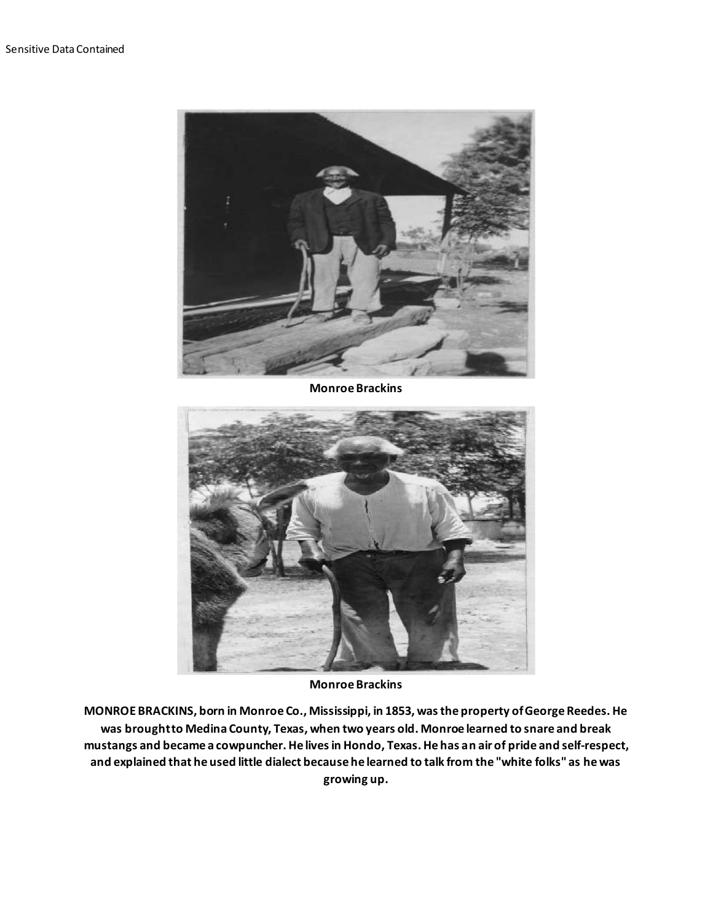Sensitive Data Contained

Monroe Brackins

Monroe Brackins

**MONROE BRACKINS, born in Monroe Co., Mississippi, in 1853, was the property of George Reedes. He was brought to Medina County, Texas, when two years old. Monroe learned to snare and break mustangs and became a cowpuncher. He lives in Hondo, Texas. He has an air of pride and self-respect, and explained that he used little dialect because he learned to talk from the "white folks" as he was growing up.**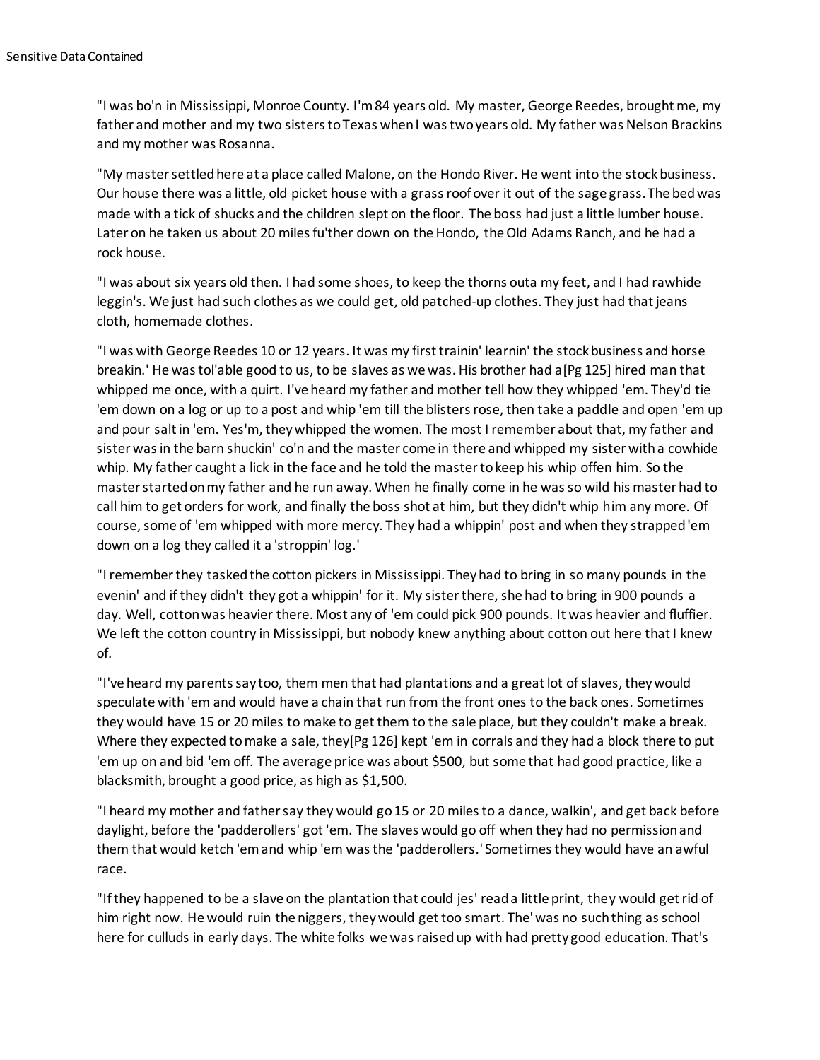"I was bo'n in Mississippi, Monroe County. I'm 84 years old. My master, George Reedes, brought me, my father and mother and my two sisters to Texas when I was two years old. My father was Nelson Brackins and my mother was Rosanna.

"My master settled here at a place called Malone, on the Hondo River. He went into the stock business. Our house there was a little, old picket house with a grass roof over it out of the sage grass. The bed was made with a tick of shucks and the children slept on the floor. The boss had just a little lumber house. Later on he taken us about 20 miles fu'ther down on the Hondo, the Old Adams Ranch, and he had a rock house.

"I was about six years old then. I had some shoes, to keep the thorns outa my feet, and I had rawhide leggin's. We just had such clothes as we could get, old patched-up clothes. They just had that jeans cloth, homemade clothes.

"I was with George Reedes 10 or 12 years. It was my first trainin' learnin' the stock business and horse breakin.' He was tol'able good to us, to be slaves as we was. His brother had a[Pg 125] hired man that whipped me once, with a quirt. I've heard my father and mother tell how they whipped 'em. They'd tie 'em down on a log or up to a post and whip 'em till the blisters rose, then take a paddle and open 'em up and pour salt in 'em. Yes'm, they whipped the women. The most I remember about that, my father and sister was in the barn shuckin' co'n and the master come in there and whipped my sister with a cowhide whip. My father caught a lick in the face and he told the master to keep his whip offen him. So the master started on my father and he run away. When he finally come in he was so wild his master had to call him to get orders for work, and finally the boss shot at him, but they didn't whip him any more. Of course, some of 'em whipped with more mercy. They had a whippin' post and when they strapped 'em down on a log they called it a 'stroppin' log.'

"I remember they tasked the cotton pickers in Mississippi. They had to bring in so many pounds in the evenin' and if they didn't they got a whippin' for it. My sister there, she had to bring in 900 pounds a day. Well, cotton was heavier there. Most any of 'em could pick 900 pounds. It was heavier and fluffier. We left the cotton country in Mississippi, but nobody knew anything about cotton out here that I knew of.

"I've heard my parents say too, them men that had plantations and a great lot of slaves, they would speculate with 'em and would have a chain that run from the front ones to the back ones. Sometimes they would have 15 or 20 miles to make to get them to the sale place, but they couldn't make a break. Where they expected to make a sale, they[Pg 126] kept 'em in corrals and they had a block there to put 'em up on and bid 'em off. The average price was about $500, but some that had good practice, like a blacksmith, brought a good price, as high as $1,500.

"I heard my mother and father say they would go 15 or 20 miles to a dance, walkin', and get back before daylight, before the 'padderollers' got 'em. The slaves would go off when they had no permission and them that would ketch 'em and whip 'em was the 'padderollers.' Sometimes they would have an awful race.

"If they happened to be a slave on the plantation that could jes' read a little print, they would get rid of him right now. He would ruin the niggers, they would get too smart. The' was no such thing as school here for culluds in early days. The white folks we was raised up with had pretty good education. That's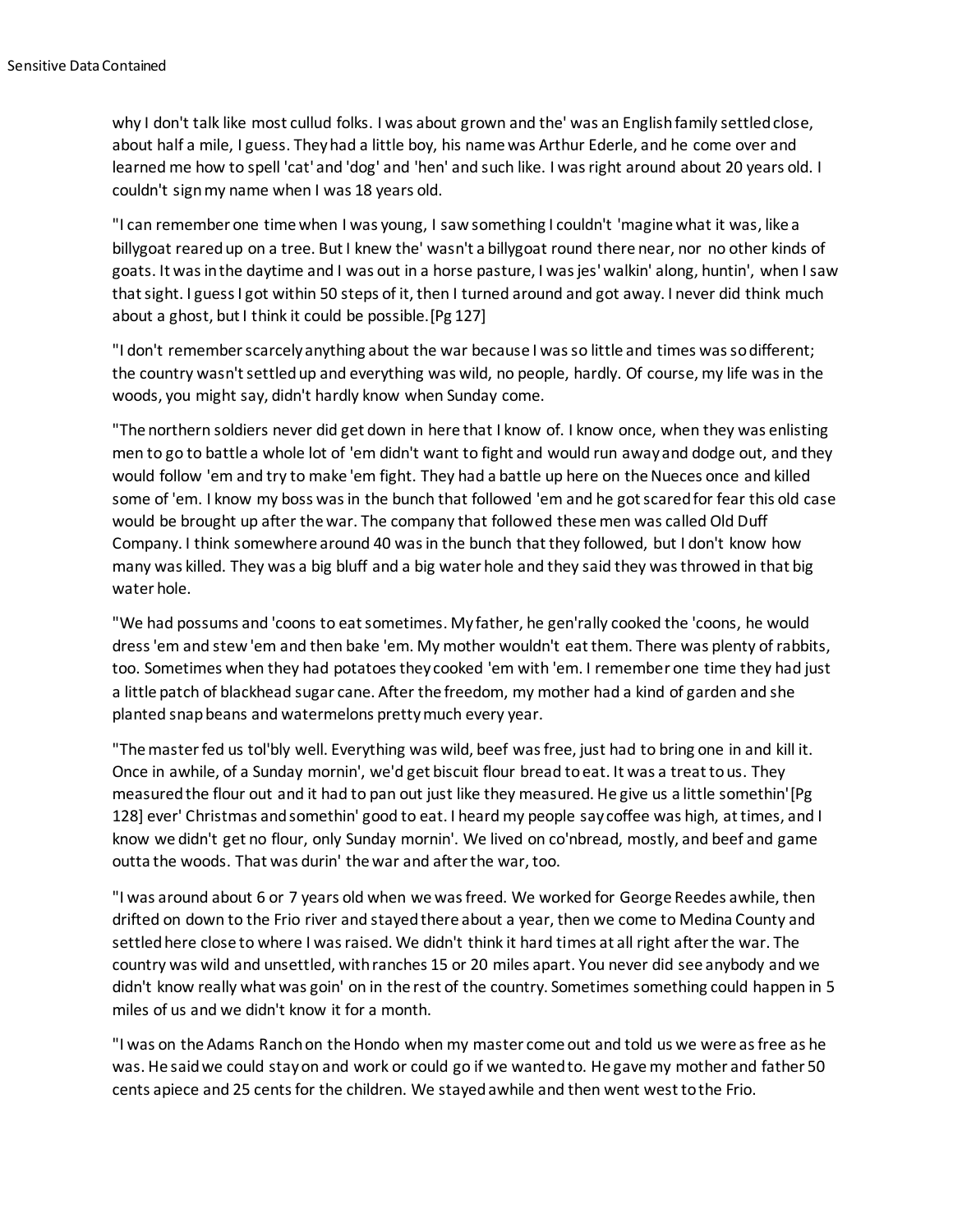why I don't talk like most cullud folks. I was about grown and the' was an English family settled close, about half a mile, I guess. They had a little boy, his name was Arthur Ederle, and he come over and learned me how to spell 'cat' and 'dog' and 'hen' and such like. I was right around about 20 years old. I couldn't sign my name when I was 18 years old.

"I can remember one time when I was young, I saw something I couldn't 'magine what it was, like a billygoat reared up on a tree. But I knew the' wasn't a billygoat round there near, nor no other kinds of goats. It was in the daytime and I was out in a horse pasture, I was jes' walkin' along, huntin', when I saw that sight. I guess I got within 50 steps of it, then I turned around and got away. I never did think much about a ghost, but I think it could be possible.[Pg 127]

"I don't remember scarcely anything about the war because I was so little and times was so different; the country wasn't settled up and everything was wild, no people, hardly. Of course, my life was in the woods, you might say, didn't hardly know when Sunday come.

"The northern soldiers never did get down in here that I know of. I know once, when they was enlisting men to go to battle a whole lot of 'em didn't want to fight and would run away and dodge out, and they would follow 'em and try to make 'em fight. They had a battle up here on the Nueces once and killed some of 'em. I know my boss was in the bunch that followed 'em and he got scared for fear this old case would be brought up after the war. The company that followed these men was called Old Duff Company. I think somewhere around 40 was in the bunch that they followed, but I don't know how many was killed. They was a big bluff and a big water hole and they said they was throwed in that big water hole.

"We had possums and 'coons to eat sometimes. My father, he gen'rally cooked the 'coons, he would dress 'em and stew 'em and then bake 'em. My mother wouldn't eat them. There was plenty of rabbits, too. Sometimes when they had potatoes they cooked 'em with 'em. I remember one time they had just a little patch of blackhead sugar cane. After the freedom, my mother had a kind of garden and she planted snap beans and watermelons pretty much every year.

"The master fed us tol'bly well. Everything was wild, beef was free, just had to bring one in and kill it. Once in awhile, of a Sunday mornin', we'd get biscuit flour bread to eat. It was a treat to us. They measured the flour out and it had to pan out just like they measured. He give us a little somethin'[Pg 128] ever' Christmas and somethin' good to eat. I heard my people say coffee was high, at times, and I know we didn't get no flour, only Sunday mornin'. We lived on co'nbread, mostly, and beef and game outta the woods. That was durin' the war and after the war, too.

"I was around about 6 or 7 years old when we was freed. We worked for George Reedes awhile, then drifted on down to the Frio river and stayed there about a year, then we come to Medina County and settled here close to where I was raised. We didn't think it hard times at all right after the war. The country was wild and unsettled, with ranches 15 or 20 miles apart. You never did see anybody and we didn't know really what was goin' on in the rest of the country. Sometimes something could happen in 5 miles of us and we didn't know it for a month.

"I was on the Adams Ranch on the Hondo when my master come out and told us we were as free as he was. He said we could stay on and work or could go if we wanted to. He gave my mother and father 50 cents apiece and 25 cents for the children. We stayed awhile and then went west to the Frio.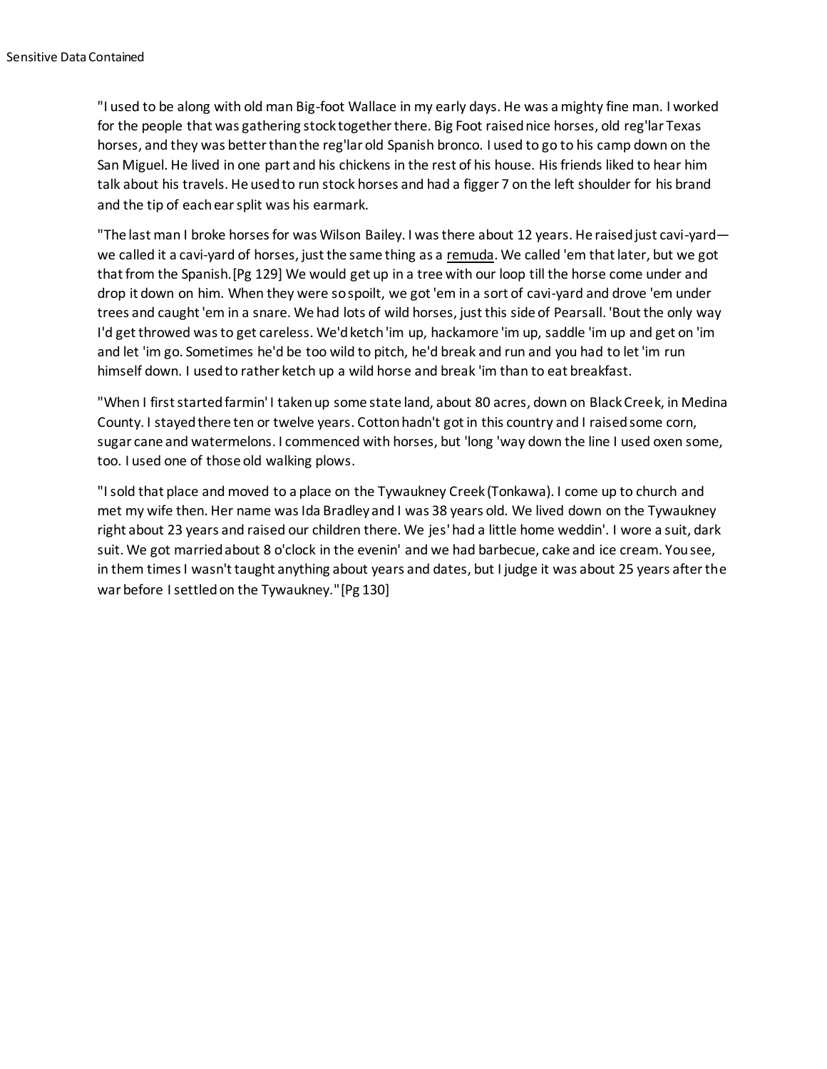"I used to be along with old man Big-foot Wallace in my early days. He was a mighty fine man. I worked for the people that was gathering stock together there. Big Foot raised nice horses, old reg'lar Texas horses, and they was better than the reg'lar old Spanish bronco. I used to go to his camp down on the San Miguel. He lived in one part and his chickens in the rest of his house. His friends liked to hear him talk about his travels. He used to run stock horses and had a figger 7 on the left shoulder for his brand and the tip of each ear split was his earmark.

"The last man I broke horses for was Wilson Bailey. I was there about 12 years. He raised just cavi-yard—we called it a cavi-yard of horses, just the same thing as a remuda. We called 'em that later, but we got that from the Spanish.[Pg 129] We would get up in a tree with our loop till the horse come under and drop it down on him. When they were so spoilt, we got 'em in a sort of cavi-yard and drove 'em under trees and caught 'em in a snare. We had lots of wild horses, just this side of Pearsall. 'Bout the only way I'd get throwed was to get careless. We'd ketch 'im up, hackamore 'im up, saddle 'im up and get on 'im and let 'im go. Sometimes he'd be too wild to pitch, he'd break and run and you had to let 'im run himself down. I used to rather ketch up a wild horse and break 'im than to eat breakfast.

"When I first started farmin' I taken up some state land, about 80 acres, down on Black Creek, in Medina County. I stayed there ten or twelve years. Cotton hadn't got in this country and I raised some corn, sugar cane and watermelons. I commenced with horses, but 'long 'way down the line I used oxen some, too. I used one of those old walking plows.

"I sold that place and moved to a place on the Tywaukney Creek (Tonkawa). I come up to church and met my wife then. Her name was Ida Bradley and I was 38 years old. We lived down on the Tywaukney right about 23 years and raised our children there. We jes' had a little home weddin'. I wore a suit, dark suit. We got married about 8 o'clock in the evenin' and we had barbecue, cake and ice cream. You see, in them times I wasn't taught anything about years and dates, but I judge it was about 25 years after the war before I settled on the Tywaukney."[Pg 130]